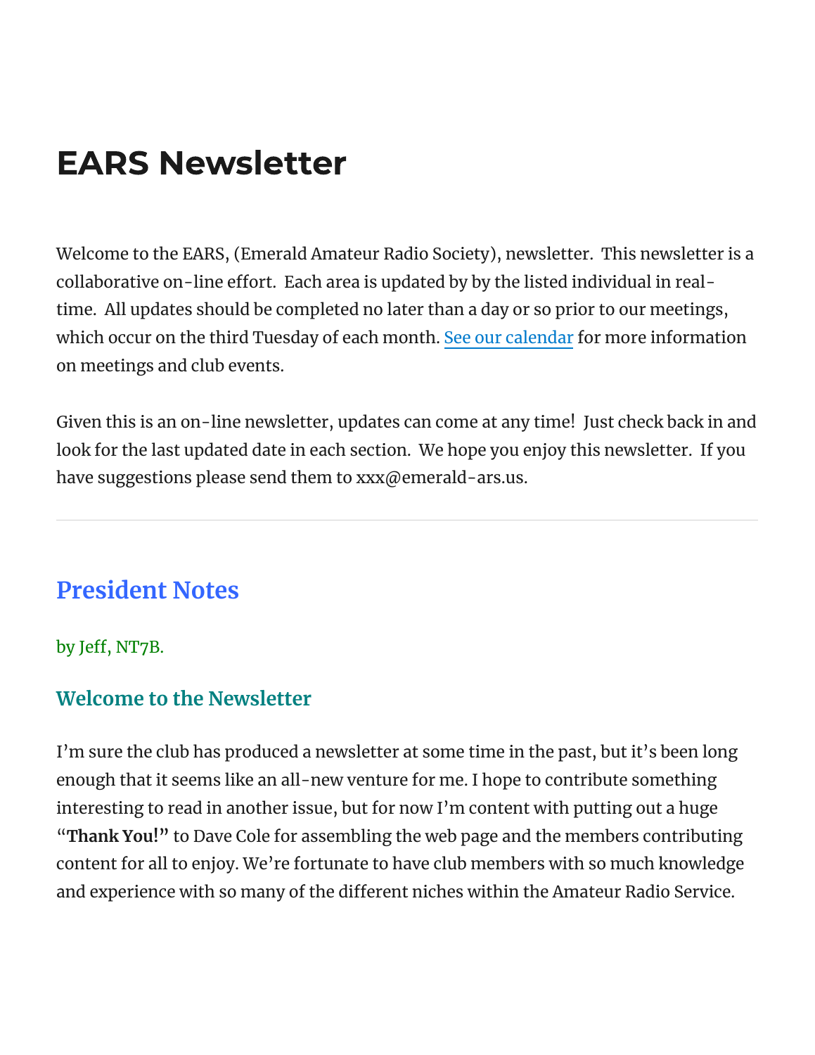# EARS Newsletter

Welcome to the EARS, (Emerald Amateur Radio Society), newsletter. This newsletter is a collaborative on-line effort. Each area is updated by by the listed individual in real-time. All updates should be completed no later than a day or so prior to our meetings, which occur on the third Tuesday of each month. [See our calendar](#) for more information on meetings and club events.

Given this is an on-line newsletter, updates can come at any time! Just check back in and look for the last updated date in each section. We hope you enjoy this newsletter. If you have suggestions please send them to xxx@emerald-ars.us.

---

## President Notes

by Jeff, NT7B.

### Welcome to the Newsletter

I'm sure the club has produced a newsletter at some time in the past, but it's been long enough that it seems like an all-new venture for me. I hope to contribute something interesting to read in another issue, but for now I'm content with putting out a huge "**Thank You!**" to Dave Cole for assembling the web page and the members contributing content for all to enjoy. We're fortunate to have club members with so much knowledge and experience with so many of the different niches within the Amateur Radio Service.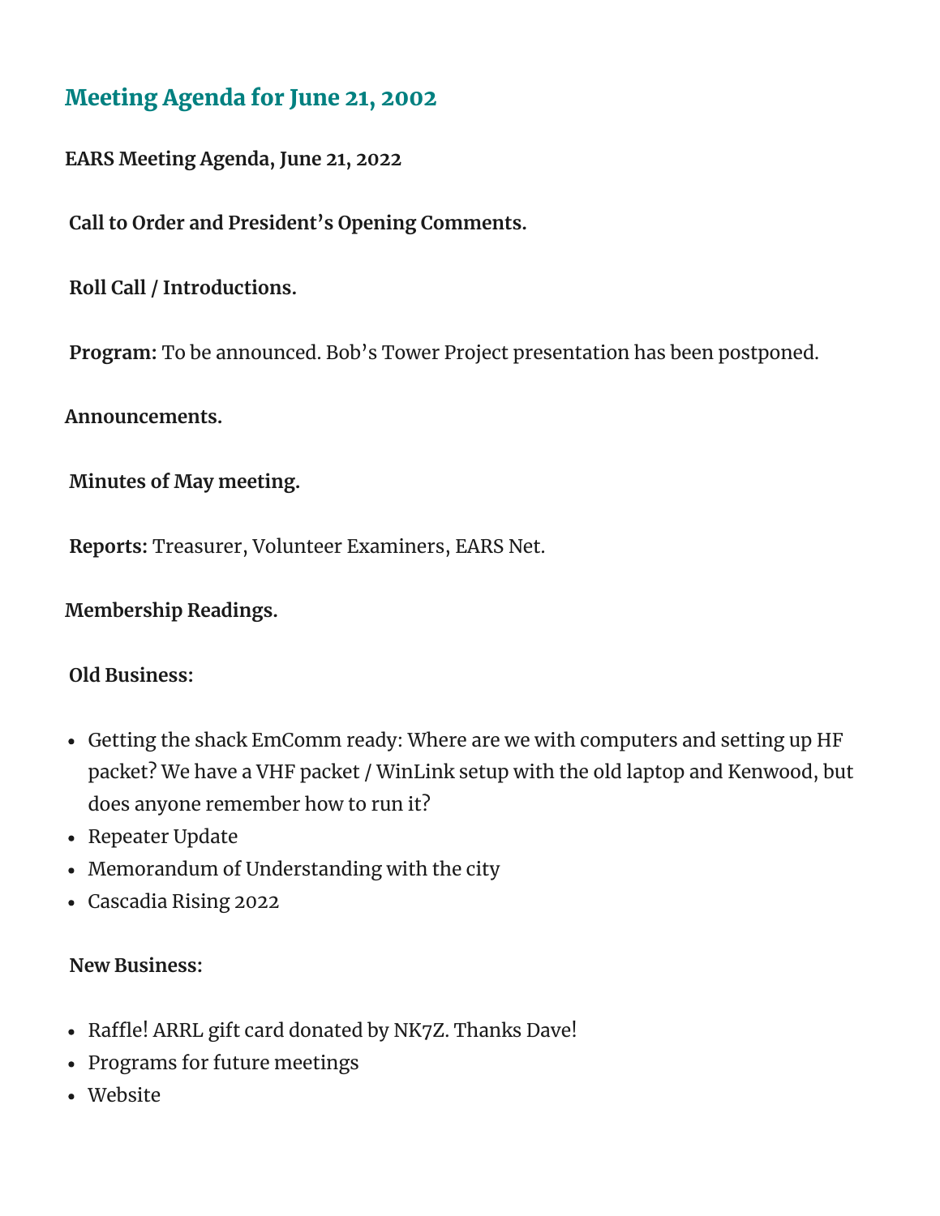## Meeting Agenda for June 21, 2002

**EARS Meeting Agenda, June 21, 2022**

**Call to Order and President's Opening Comments.**

**Roll Call / Introductions.**

**Program:** To be announced. Bob's Tower Project presentation has been postponed.

**Announcements.**

**Minutes of May meeting.**

**Reports:** Treasurer, Volunteer Examiners, EARS Net.

**Membership Readings.**

**Old Business:**

- Getting the shack EmComm ready: Where are we with computers and setting up HF packet? We have a VHF packet / WinLink setup with the old laptop and Kenwood, but does anyone remember how to run it?
- Repeater Update
- Memorandum of Understanding with the city
- Cascadia Rising 2022

**New Business:**

- Raffle! ARRL gift card donated by NK7Z. Thanks Dave!
- Programs for future meetings
- Website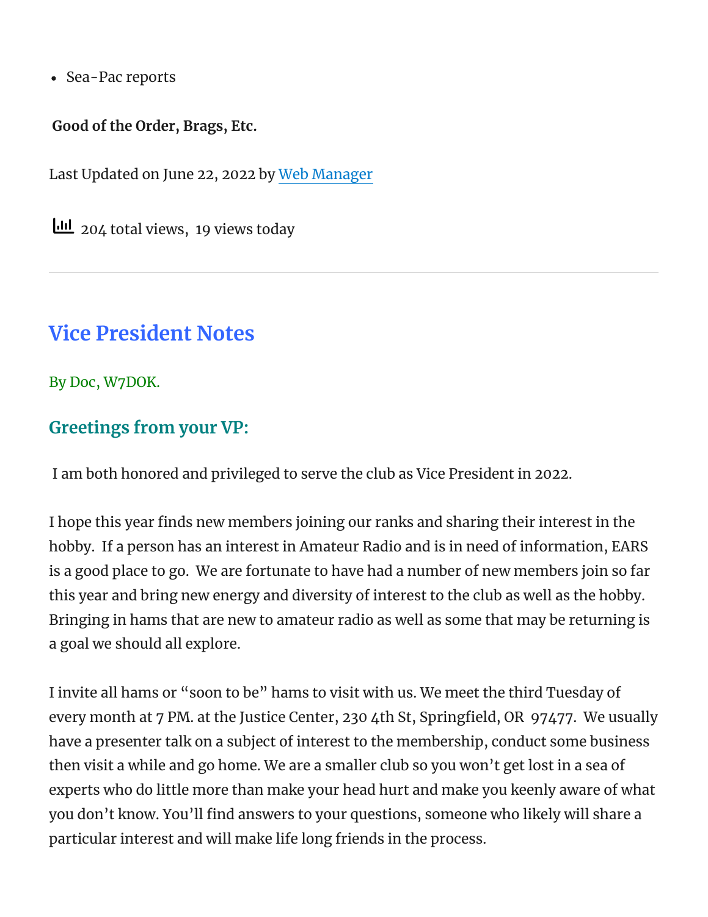- Sea-Pac reports

**Good of the Order, Brags, Etc.**

Last Updated on June 22, 2022 by Web Manager

204 total views, 19 views today

---

## Vice President Notes

By Doc, W7DOK.

### Greetings from your VP:

I am both honored and privileged to serve the club as Vice President in 2022.

I hope this year finds new members joining our ranks and sharing their interest in the hobby. If a person has an interest in Amateur Radio and is in need of information, EARS is a good place to go. We are fortunate to have had a number of new members join so far this year and bring new energy and diversity of interest to the club as well as the hobby. Bringing in hams that are new to amateur radio as well as some that may be returning is a goal we should all explore.

I invite all hams or "soon to be" hams to visit with us. We meet the third Tuesday of every month at 7 PM. at the Justice Center, 230 4th St, Springfield, OR 97477. We usually have a presenter talk on a subject of interest to the membership, conduct some business then visit a while and go home. We are a smaller club so you won't get lost in a sea of experts who do little more than make your head hurt and make you keenly aware of what you don't know. You'll find answers to your questions, someone who likely will share a particular interest and will make life long friends in the process.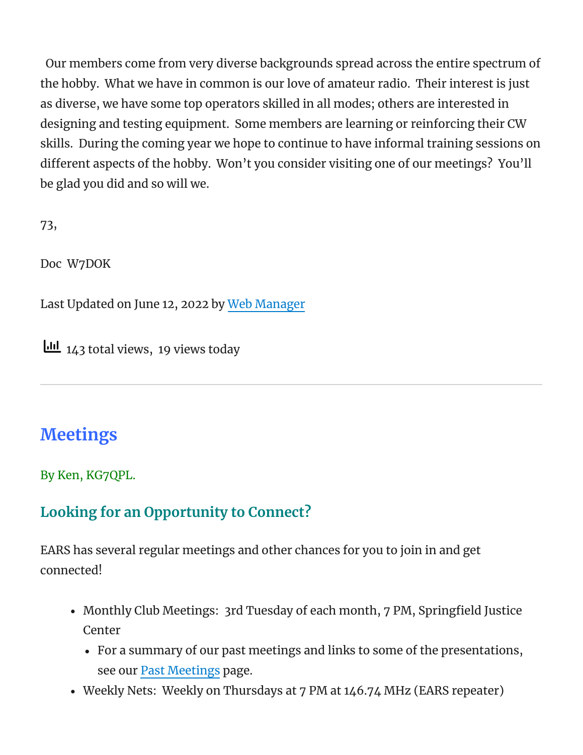Our members come from very diverse backgrounds spread across the entire spectrum of the hobby. What we have in common is our love of amateur radio. Their interest is just as diverse, we have some top operators skilled in all modes; others are interested in designing and testing equipment. Some members are learning or reinforcing their CW skills. During the coming year we hope to continue to have informal training sessions on different aspects of the hobby. Won't you consider visiting one of our meetings? You'll be glad you did and so will we.

73,

Doc W7DOK

Last Updated on June 12, 2022 by Web Manager

143 total views, 19 views today

---

## Meetings

By Ken, KG7QPL.

### Looking for an Opportunity to Connect?

EARS has several regular meetings and other chances for you to join in and get connected!

- Monthly Club Meetings: 3rd Tuesday of each month, 7 PM, Springfield Justice Center
  - For a summary of our past meetings and links to some of the presentations, see our Past Meetings page.
- Weekly Nets: Weekly on Thursdays at 7 PM at 146.74 MHz (EARS repeater)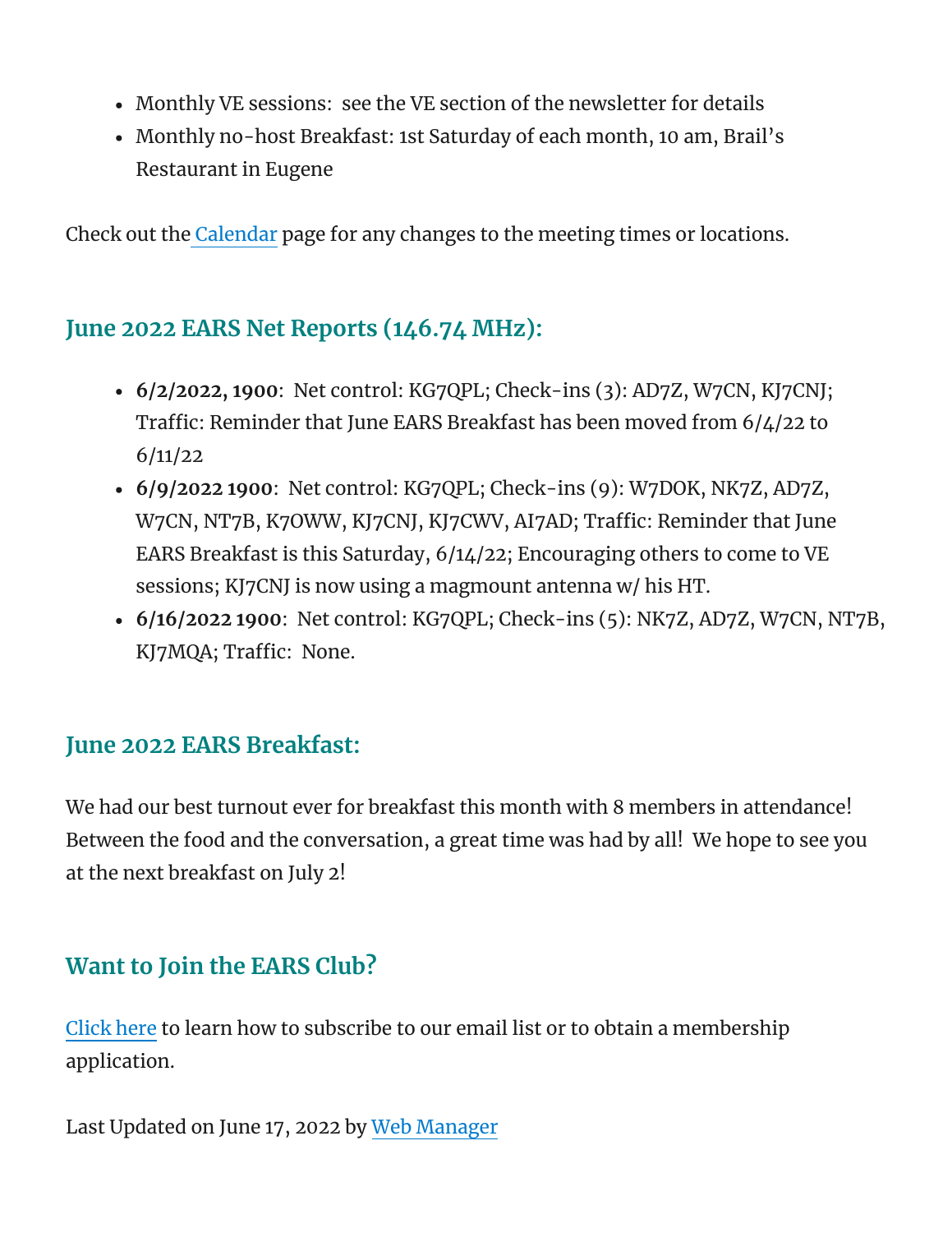- Monthly VE sessions: see the VE section of the newsletter for details
- Monthly no-host Breakfast: 1st Saturday of each month, 10 am, Brail's Restaurant in Eugene

Check out the Calendar page for any changes to the meeting times or locations.

## June 2022 EARS Net Reports (146.74 MHz):

- **6/2/2022, 1900**: Net control: KG7QPL; Check-ins (3): AD7Z, W7CN, KJ7CNJ; Traffic: Reminder that June EARS Breakfast has been moved from 6/4/22 to 6/11/22
- **6/9/2022 1900**: Net control: KG7QPL; Check-ins (9): W7DOK, NK7Z, AD7Z, W7CN, NT7B, K7OWW, KJ7CNJ, KJ7CWV, AI7AD; Traffic: Reminder that June EARS Breakfast is this Saturday, 6/14/22; Encouraging others to come to VE sessions; KJ7CNJ is now using a magmount antenna w/ his HT.
- **6/16/2022 1900**: Net control: KG7QPL; Check-ins (5): NK7Z, AD7Z, W7CN, NT7B, KJ7MQA; Traffic: None.

## June 2022 EARS Breakfast:

We had our best turnout ever for breakfast this month with 8 members in attendance! Between the food and the conversation, a great time was had by all! We hope to see you at the next breakfast on July 2!

## Want to Join the EARS Club?

Click here to learn how to subscribe to our email list or to obtain a membership application.

Last Updated on June 17, 2022 by Web Manager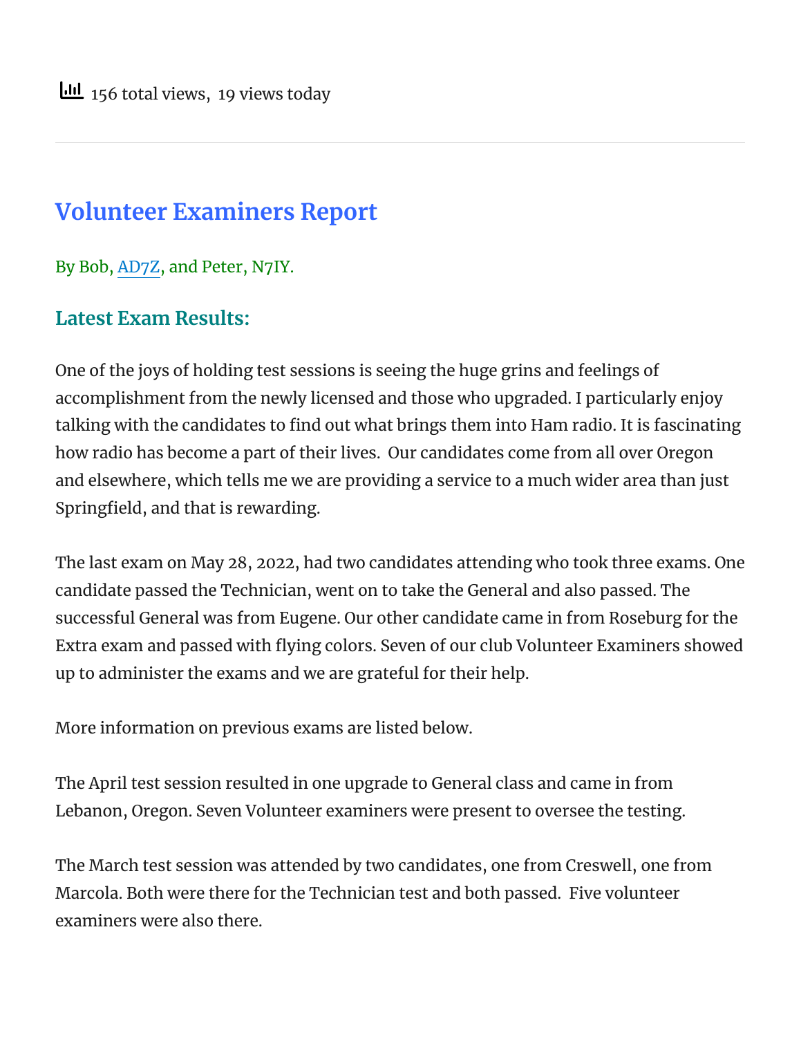156 total views, 19 views today

---

## Volunteer Examiners Report

By Bob, AD7Z, and Peter, N7IY.

### Latest Exam Results:

One of the joys of holding test sessions is seeing the huge grins and feelings of accomplishment from the newly licensed and those who upgraded. I particularly enjoy talking with the candidates to find out what brings them into Ham radio. It is fascinating how radio has become a part of their lives.  Our candidates come from all over Oregon and elsewhere, which tells me we are providing a service to a much wider area than just Springfield, and that is rewarding.

The last exam on May 28, 2022, had two candidates attending who took three exams. One candidate passed the Technician, went on to take the General and also passed. The successful General was from Eugene. Our other candidate came in from Roseburg for the Extra exam and passed with flying colors. Seven of our club Volunteer Examiners showed up to administer the exams and we are grateful for their help.

More information on previous exams are listed below.

The April test session resulted in one upgrade to General class and came in from Lebanon, Oregon. Seven Volunteer examiners were present to oversee the testing.

The March test session was attended by two candidates, one from Creswell, one from Marcola. Both were there for the Technician test and both passed.  Five volunteer examiners were also there.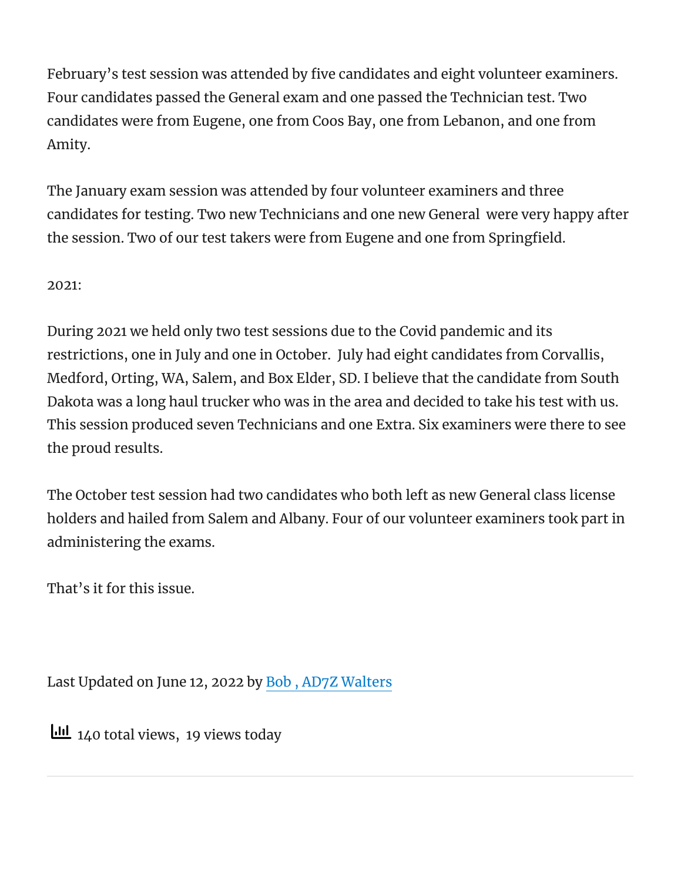February's test session was attended by five candidates and eight volunteer examiners. Four candidates passed the General exam and one passed the Technician test. Two candidates were from Eugene, one from Coos Bay, one from Lebanon, and one from Amity.

The January exam session was attended by four volunteer examiners and three candidates for testing. Two new Technicians and one new General were very happy after the session. Two of our test takers were from Eugene and one from Springfield.

2021:

During 2021 we held only two test sessions due to the Covid pandemic and its restrictions, one in July and one in October. July had eight candidates from Corvallis, Medford, Orting, WA, Salem, and Box Elder, SD. I believe that the candidate from South Dakota was a long haul trucker who was in the area and decided to take his test with us. This session produced seven Technicians and one Extra. Six examiners were there to see the proud results.

The October test session had two candidates who both left as new General class license holders and hailed from Salem and Albany. Four of our volunteer examiners took part in administering the exams.

That's it for this issue.

Last Updated on June 12, 2022 by Bob , AD7Z Walters

140 total views, 19 views today

---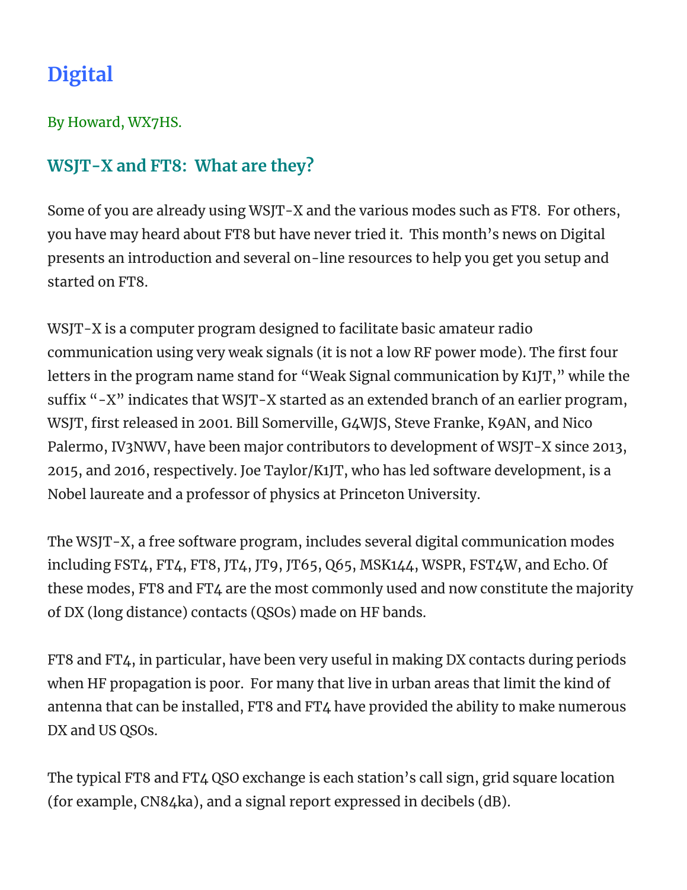# Digital

By Howard, WX7HS.

## WSJT-X and FT8: What are they?

Some of you are already using WSJT-X and the various modes such as FT8. For others, you have may heard about FT8 but have never tried it. This month's news on Digital presents an introduction and several on-line resources to help you get you setup and started on FT8.

WSJT-X is a computer program designed to facilitate basic amateur radio communication using very weak signals (it is not a low RF power mode). The first four letters in the program name stand for "Weak Signal communication by K1JT," while the suffix "-X" indicates that WSJT-X started as an extended branch of an earlier program, WSJT, first released in 2001. Bill Somerville, G4WJS, Steve Franke, K9AN, and Nico Palermo, IV3NWV, have been major contributors to development of WSJT-X since 2013, 2015, and 2016, respectively. Joe Taylor/K1JT, who has led software development, is a Nobel laureate and a professor of physics at Princeton University.

The WSJT-X, a free software program, includes several digital communication modes including FST4, FT4, FT8, JT4, JT9, JT65, Q65, MSK144, WSPR, FST4W, and Echo. Of these modes, FT8 and FT4 are the most commonly used and now constitute the majority of DX (long distance) contacts (QSOs) made on HF bands.

FT8 and FT4, in particular, have been very useful in making DX contacts during periods when HF propagation is poor. For many that live in urban areas that limit the kind of antenna that can be installed, FT8 and FT4 have provided the ability to make numerous DX and US QSOs.

The typical FT8 and FT4 QSO exchange is each station's call sign, grid square location (for example, CN84ka), and a signal report expressed in decibels (dB).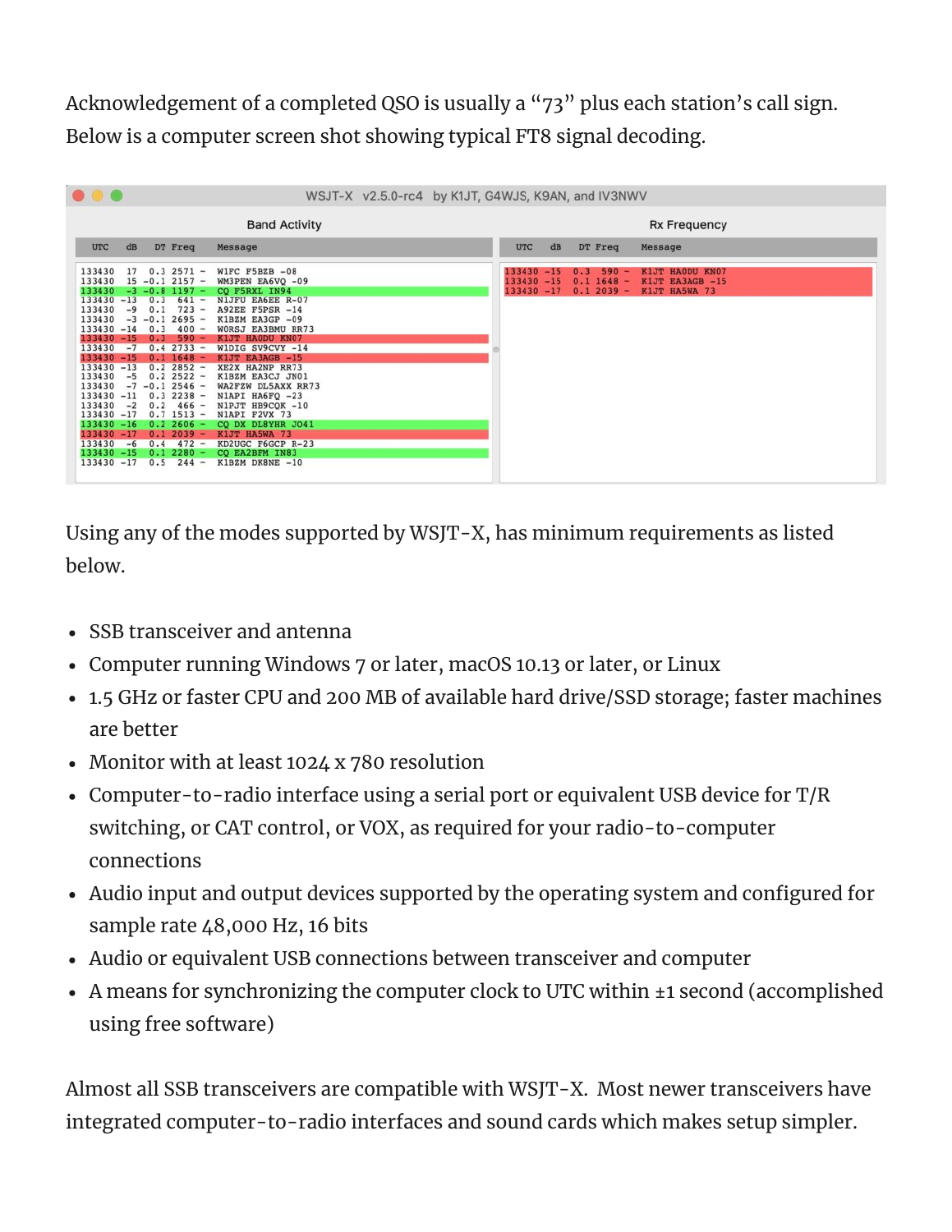Acknowledgement of a completed QSO is usually a "73" plus each station's call sign. Below is a computer screen shot showing typical FT8 signal decoding.

```
WSJT-X  v2.5.0-rc4  by K1JT, G4WJS, K9AN, and IV3NWV

Band Activity
UTC     dB   DT  Freq    Message
133430  17   0.3 2571 ~  W1FC F5BZB -08
133430  15  -0.1 2157 ~  WM3PEN EA6VQ -09
133430  -3  -0.8 1197 ~  CQ F5RXL IN94
133430 -13   0.3  641 ~  N1JFU EA6EE R-07
133430  -9   0.1  723 ~  A92EE F5PSR -14
133430  -3  -0.1 2695 ~  K1BZM EA3GP -09
133430 -14   0.3  400 ~  W0RSJ EA3BMU RR73
133430 -15   0.3  590 ~  K1JT HA0DU KN07
133430  -7   0.4 2733 ~  W1DIG SV9CVY -14
133430 -15   0.1 1648 ~  K1JT EA3AGB -15
133430 -13   0.2 2852 ~  XE2X HA2NP RR73
133430  -5   0.2 2522 ~  K1BZM EA3CJ JN01
133430  -7  -0.1 2546 ~  WA2FZW DL5AXX RR73
133430 -11   0.3 2238 ~  N1API HA6FQ -23
133430  -2   0.2  466 ~  N1PJT HB9CQK -10
133430 -17   0.7 1513 ~  N1API F2VX 73
133430 -16   0.2 2606 ~  CQ DX DL8YHR JO41
133430 -17   0.1 2039 ~  K1JT HA5WA 73
133430  -6   0.4  472 ~  KD2UGC F6GCP R-23
133430 -15   0.1 2280 ~  CQ EA2BFM IN83
133430 -17   0.5  244 ~  K1BZM DK8NE -10

Rx Frequency
UTC     dB   DT  Freq    Message
133430 -15   0.3  590 ~  K1JT HA0DU KN07
133430 -15   0.1 1648 ~  K1JT EA3AGB -15
133430 -17   0.1 2039 ~  K1JT HA5WA 73
```

Using any of the modes supported by WSJT-X, has minimum requirements as listed below.

- SSB transceiver and antenna
- Computer running Windows 7 or later, macOS 10.13 or later, or Linux
- 1.5 GHz or faster CPU and 200 MB of available hard drive/SSD storage; faster machines are better
- Monitor with at least 1024 x 780 resolution
- Computer-to-radio interface using a serial port or equivalent USB device for T/R switching, or CAT control, or VOX, as required for your radio-to-computer connections
- Audio input and output devices supported by the operating system and configured for sample rate 48,000 Hz, 16 bits
- Audio or equivalent USB connections between transceiver and computer
- A means for synchronizing the computer clock to UTC within ±1 second (accomplished using free software)

Almost all SSB transceivers are compatible with WSJT-X. Most newer transceivers have integrated computer-to-radio interfaces and sound cards which makes setup simpler.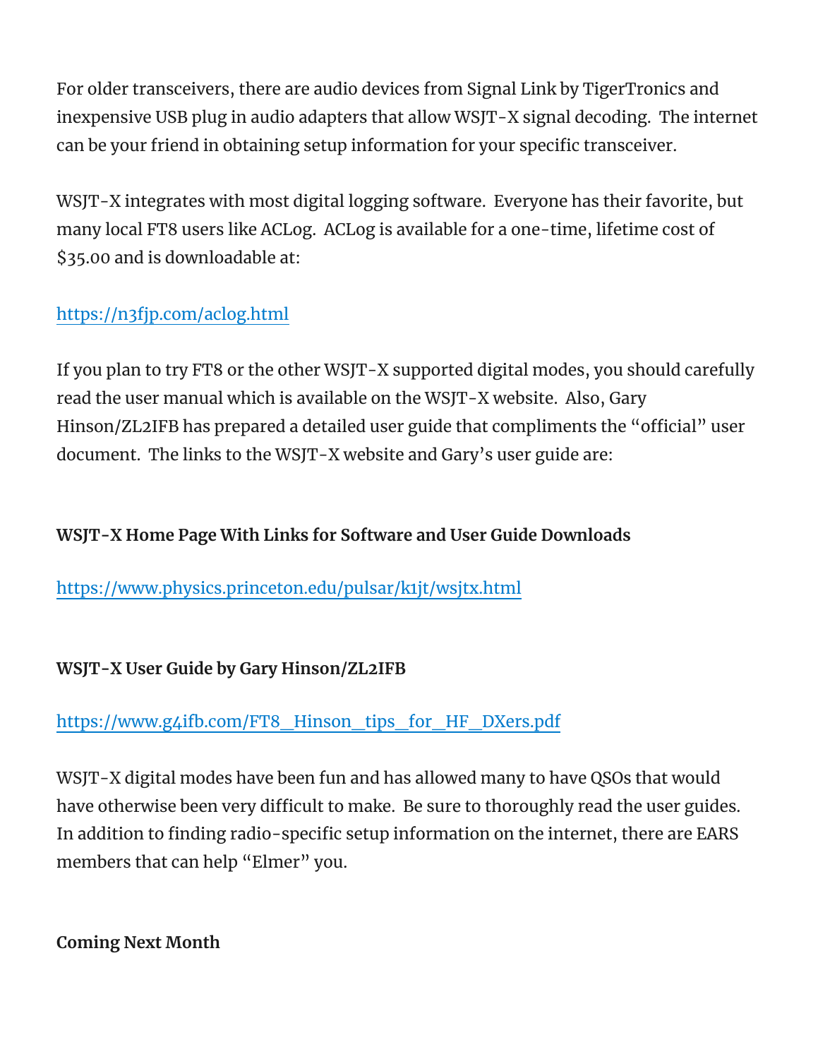For older transceivers, there are audio devices from Signal Link by TigerTronics and inexpensive USB plug in audio adapters that allow WSJT-X signal decoding.  The internet can be your friend in obtaining setup information for your specific transceiver.

WSJT-X integrates with most digital logging software.  Everyone has their favorite, but many local FT8 users like ACLog.  ACLog is available for a one-time, lifetime cost of $35.00 and is downloadable at:

[https://n3fjp.com/aclog.html](https://n3fjp.com/aclog.html)

If you plan to try FT8 or the other WSJT-X supported digital modes, you should carefully read the user manual which is available on the WSJT-X website.  Also, Gary Hinson/ZL2IFB has prepared a detailed user guide that compliments the "official" user document.  The links to the WSJT-X website and Gary's user guide are:

**WSJT-X Home Page With Links for Software and User Guide Downloads**

[https://www.physics.princeton.edu/pulsar/k1jt/wsjtx.html](https://www.physics.princeton.edu/pulsar/k1jt/wsjtx.html)

**WSJT-X User Guide by Gary Hinson/ZL2IFB**

[https://www.g4ifb.com/FT8_Hinson_tips_for_HF_DXers.pdf](https://www.g4ifb.com/FT8_Hinson_tips_for_HF_DXers.pdf)

WSJT-X digital modes have been fun and has allowed many to have QSOs that would have otherwise been very difficult to make.  Be sure to thoroughly read the user guides. In addition to finding radio-specific setup information on the internet, there are EARS members that can help "Elmer" you.

**Coming Next Month**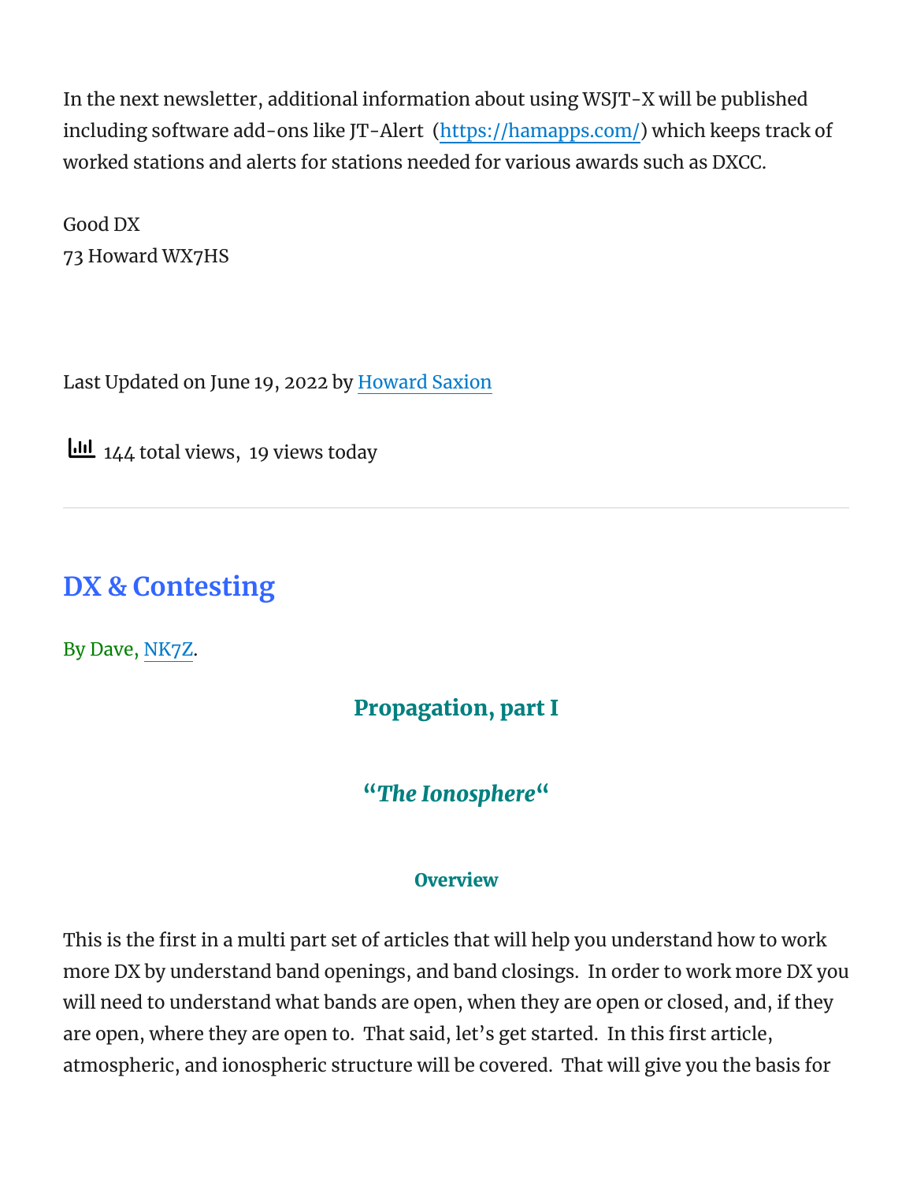In the next newsletter, additional information about using WSJT-X will be published including software add-ons like JT-Alert (https://hamapps.com/) which keeps track of worked stations and alerts for stations needed for various awards such as DXCC.

Good DX
73 Howard WX7HS

Last Updated on June 19, 2022 by Howard Saxion

144 total views, 19 views today

---

## DX & Contesting

By Dave, NK7Z.

### Propagation, part I

### "*The Ionosphere*"

#### Overview

This is the first in a multi part set of articles that will help you understand how to work more DX by understand band openings, and band closings. In order to work more DX you will need to understand what bands are open, when they are open or closed, and, if they are open, where they are open to. That said, let's get started. In this first article, atmospheric, and ionospheric structure will be covered. That will give you the basis for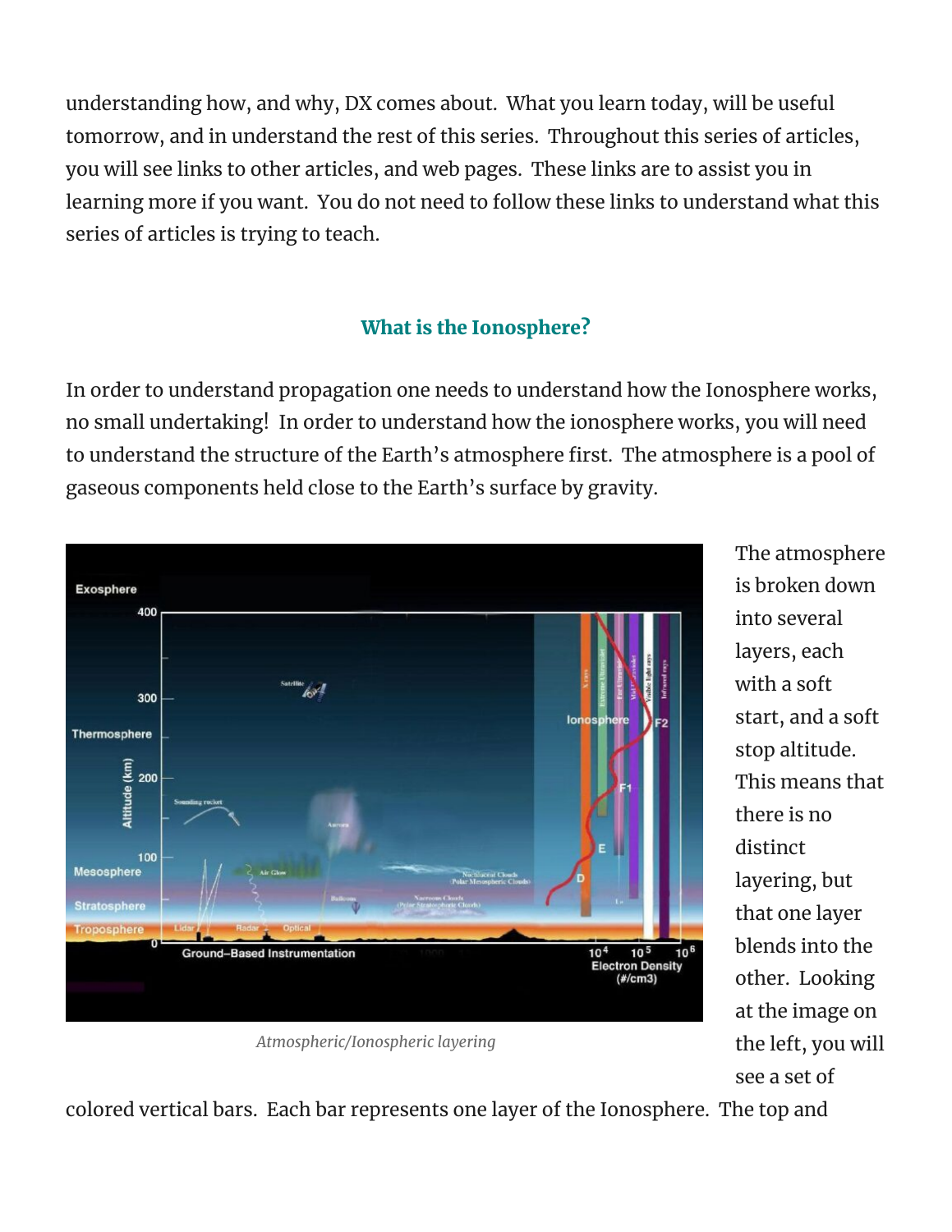understanding how, and why, DX comes about. What you learn today, will be useful tomorrow, and in understand the rest of this series. Throughout this series of articles, you will see links to other articles, and web pages. These links are to assist you in learning more if you want. You do not need to follow these links to understand what this series of articles is trying to teach.

### What is the Ionosphere?

In order to understand propagation one needs to understand how the Ionosphere works, no small undertaking! In order to understand how the ionosphere works, you will need to understand the structure of the Earth's atmosphere first. The atmosphere is a pool of gaseous components held close to the Earth's surface by gravity.

*Atmospheric/Ionospheric layering*

The atmosphere is broken down into several layers, each with a soft start, and a soft stop altitude. This means that there is no distinct layering, but that one layer blends into the other. Looking at the image on the left, you will see a set of colored vertical bars. Each bar represents one layer of the Ionosphere. The top and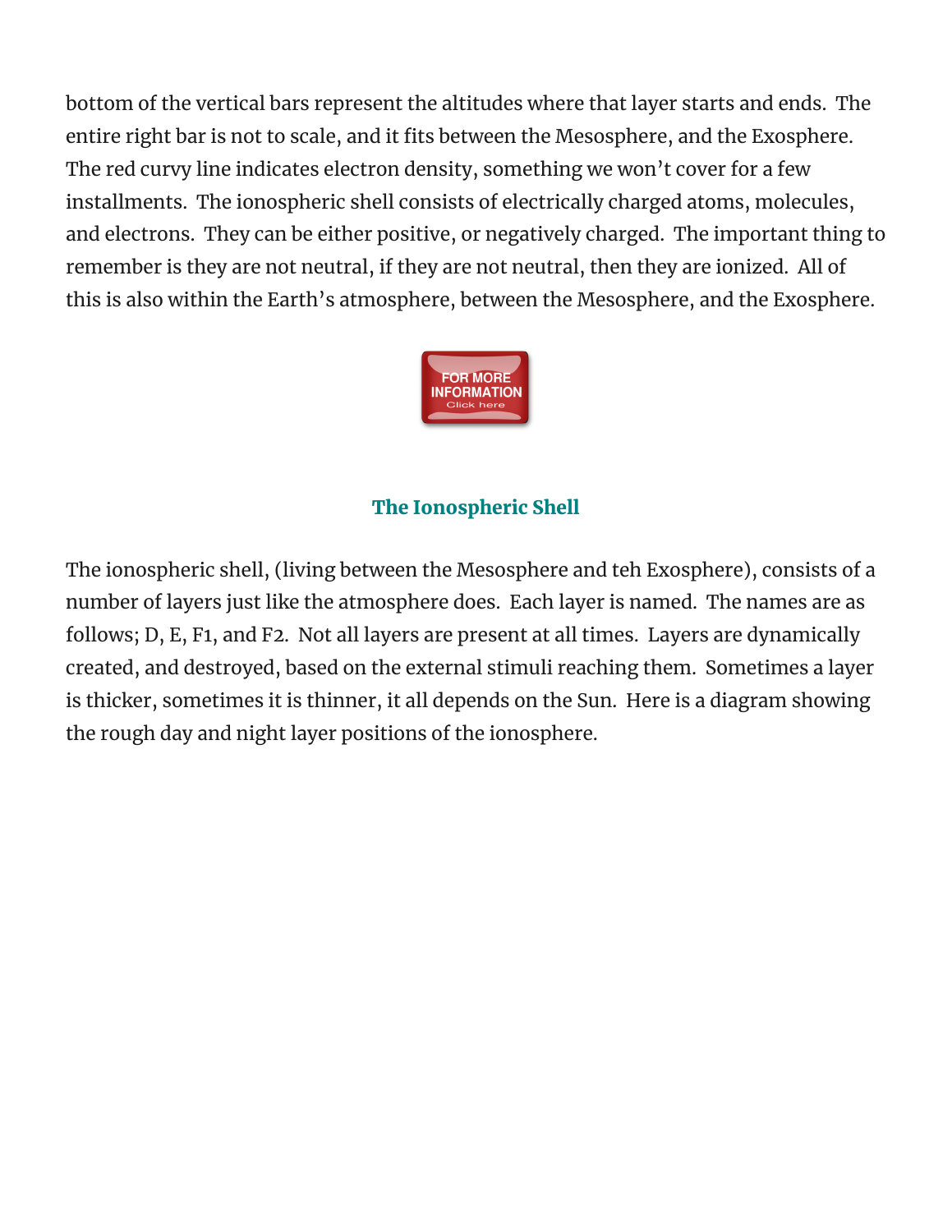bottom of the vertical bars represent the altitudes where that layer starts and ends. The entire right bar is not to scale, and it fits between the Mesosphere, and the Exosphere. The red curvy line indicates electron density, something we won't cover for a few installments. The ionospheric shell consists of electrically charged atoms, molecules, and electrons. They can be either positive, or negatively charged. The important thing to remember is they are not neutral, if they are not neutral, then they are ionized. All of this is also within the Earth's atmosphere, between the Mesosphere, and the Exosphere.

FOR MORE INFORMATION Click here

### The Ionospheric Shell

The ionospheric shell, (living between the Mesosphere and teh Exosphere), consists of a number of layers just like the atmosphere does. Each layer is named. The names are as follows; D, E, F1, and F2. Not all layers are present at all times. Layers are dynamically created, and destroyed, based on the external stimuli reaching them. Sometimes a layer is thicker, sometimes it is thinner, it all depends on the Sun. Here is a diagram showing the rough day and night layer positions of the ionosphere.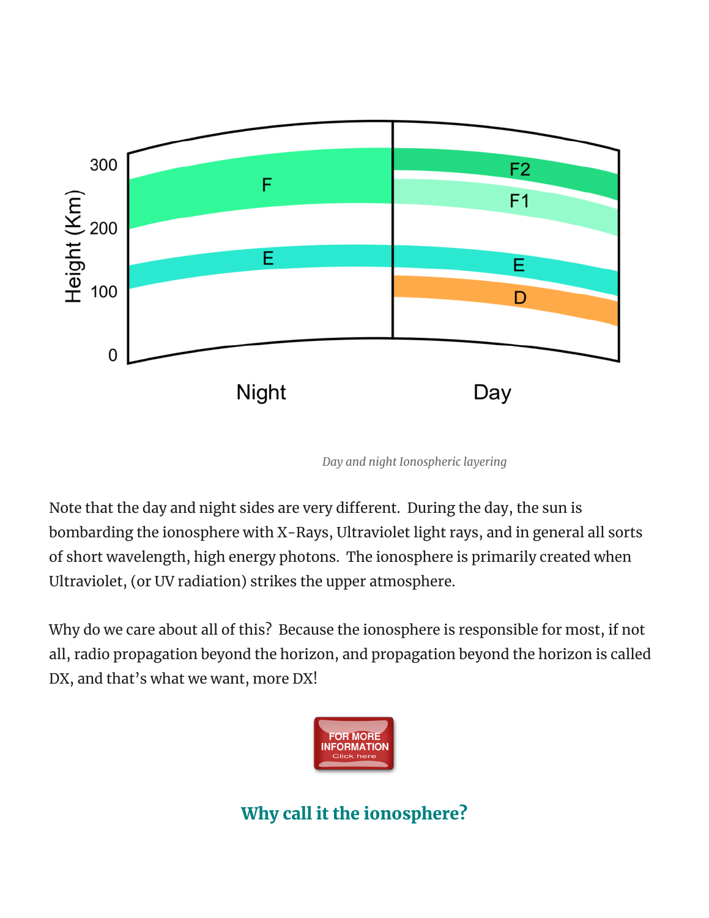*Day and night Ionospheric layering*

Note that the day and night sides are very different. During the day, the sun is bombarding the ionosphere with X-Rays, Ultraviolet light rays, and in general all sorts of short wavelength, high energy photons. The ionosphere is primarily created when Ultraviolet, (or UV radiation) strikes the upper atmosphere.

Why do we care about all of this? Because the ionosphere is responsible for most, if not all, radio propagation beyond the horizon, and propagation beyond the horizon is called DX, and that's what we want, more DX!

FOR MORE INFORMATION Click here

## Why call it the ionosphere?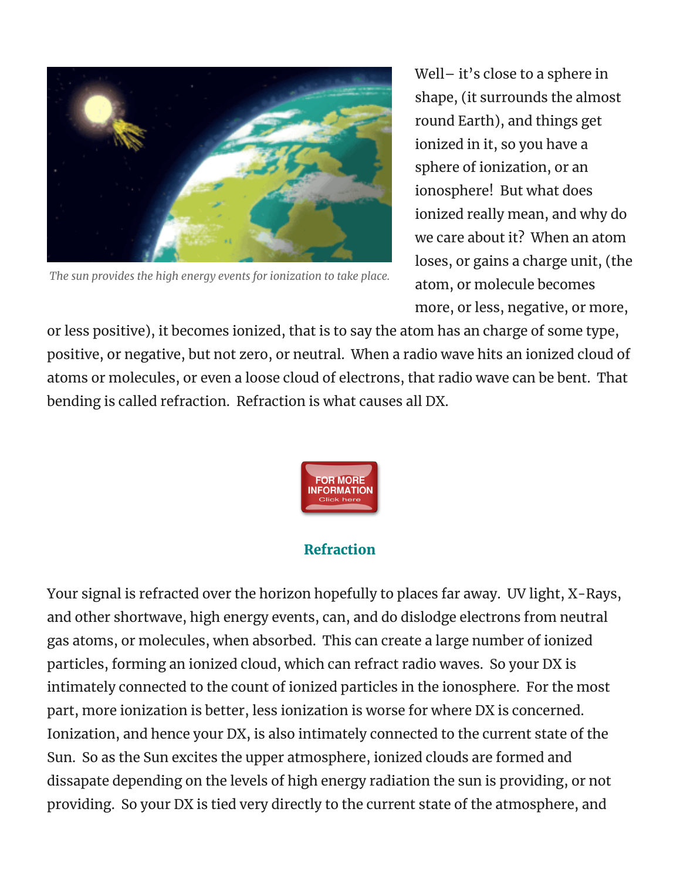The sun provides the high energy events for ionization to take place.

Well– it's close to a sphere in shape, (it surrounds the almost round Earth), and things get ionized in it, so you have a sphere of ionization, or an ionosphere! But what does ionized really mean, and why do we care about it? When an atom loses, or gains a charge unit, (the atom, or molecule becomes more, or less, negative, or more, or less positive), it becomes ionized, that is to say the atom has an charge of some type, positive, or negative, but not zero, or neutral. When a radio wave hits an ionized cloud of atoms or molecules, or even a loose cloud of electrons, that radio wave can be bent. That bending is called refraction. Refraction is what causes all DX.

FOR MORE INFORMATION Click here

### Refraction

Your signal is refracted over the horizon hopefully to places far away. UV light, X-Rays, and other shortwave, high energy events, can, and do dislodge electrons from neutral gas atoms, or molecules, when absorbed. This can create a large number of ionized particles, forming an ionized cloud, which can refract radio waves. So your DX is intimately connected to the count of ionized particles in the ionosphere. For the most part, more ionization is better, less ionization is worse for where DX is concerned. Ionization, and hence your DX, is also intimately connected to the current state of the Sun. So as the Sun excites the upper atmosphere, ionized clouds are formed and dissapate depending on the levels of high energy radiation the sun is providing, or not providing. So your DX is tied very directly to the current state of the atmosphere, and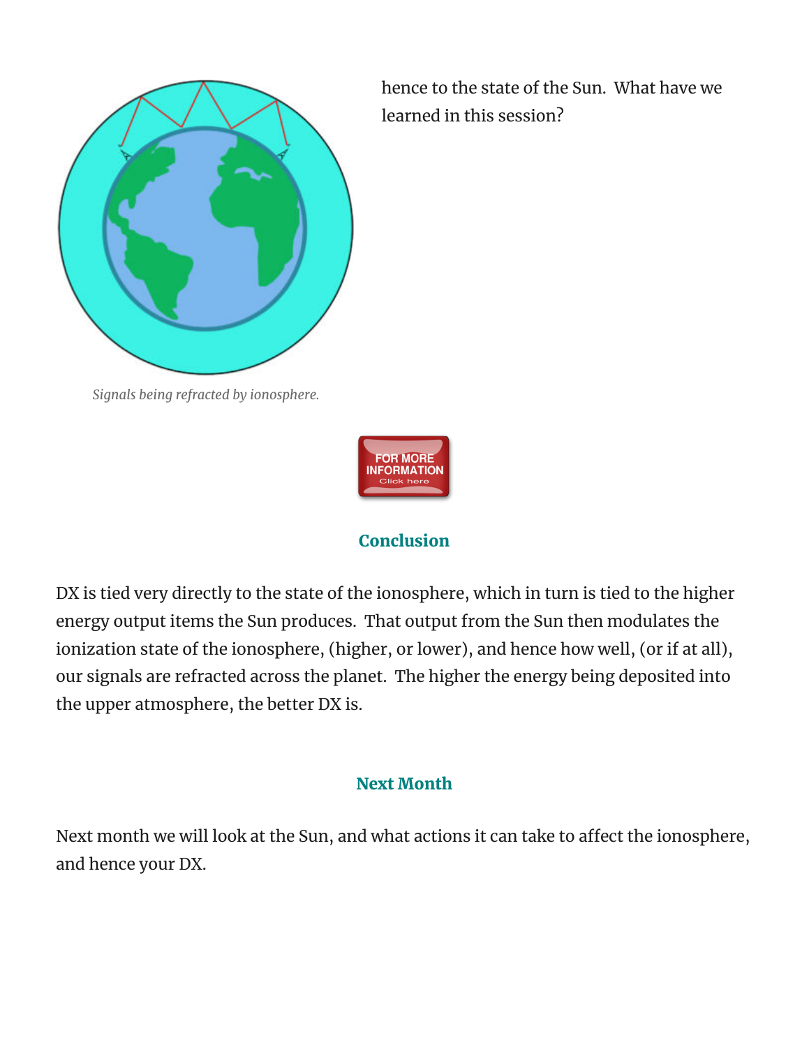hence to the state of the Sun.  What have we learned in this session?

*Signals being refracted by ionosphere.*

FOR MORE INFORMATION Click here

## Conclusion

DX is tied very directly to the state of the ionosphere, which in turn is tied to the higher energy output items the Sun produces.  That output from the Sun then modulates the ionization state of the ionosphere, (higher, or lower), and hence how well, (or if at all), our signals are refracted across the planet.  The higher the energy being deposited into the upper atmosphere, the better DX is.

## Next Month

Next month we will look at the Sun, and what actions it can take to affect the ionosphere, and hence your DX.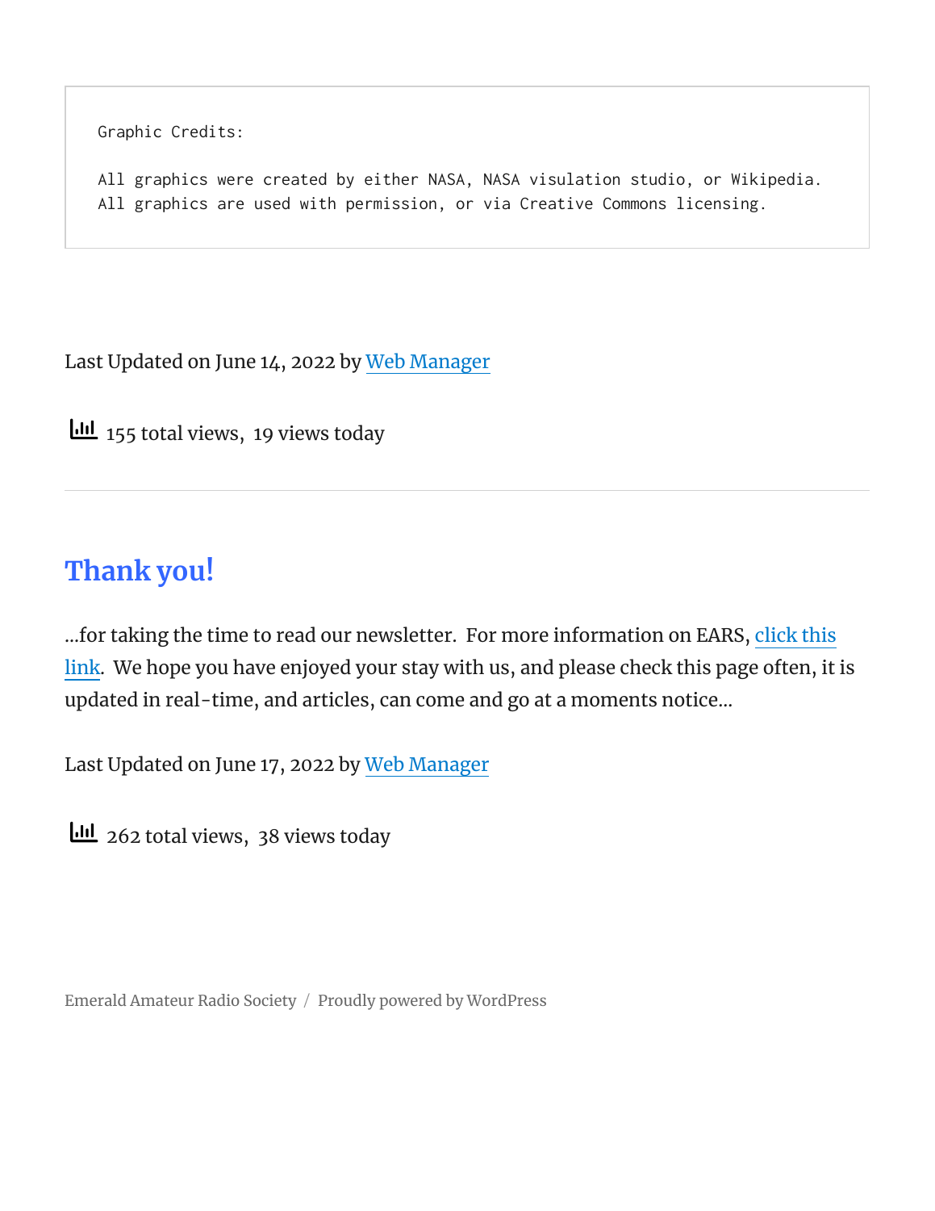```
Graphic Credits:

All graphics were created by either NASA, NASA visulation studio, or Wikipedia.
All graphics are used with permission, or via Creative Commons licensing.
```

Last Updated on June 14, 2022 by Web Manager

155 total views, 19 views today

---

## Thank you!

…for taking the time to read our newsletter. For more information on EARS, click this link. We hope you have enjoyed your stay with us, and please check this page often, it is updated in real-time, and articles, can come and go at a moments notice…

Last Updated on June 17, 2022 by Web Manager

262 total views, 38 views today

Emerald Amateur Radio Society / Proudly powered by WordPress